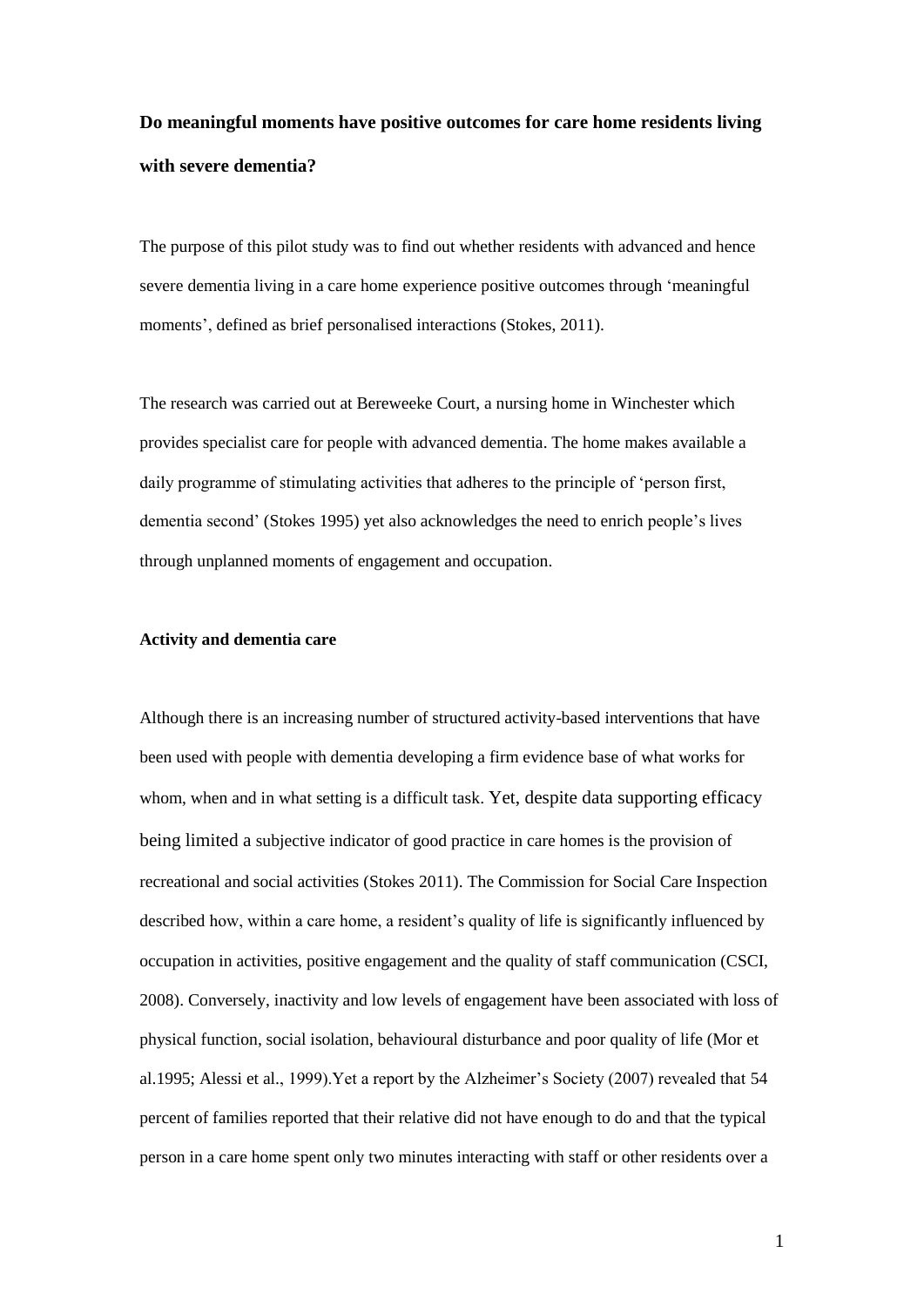# Do meaningful moments have positive outcomes for care home residents living with severe dementia?

The purpose of this pilot study was to find out whether residents with advanced and hence severe dementia living in a care home experience positive outcomes through 'meaningful moments', defined as brief personalised interactions (Stokes, 2011).

The research was carried out at Bereweeke Court, a nursing home in Winchester which provides specialist care for people with advanced dementia. The home makes available a daily programme of stimulating activities that adheres to the principle of 'person first, dementia second' (Stokes 1995) yet also acknowledges the need to enrich people's lives through unplanned moments of engagement and occupation.

## Activity and dementia care

Although there is an increasing number of structured activity-based interventions that have been used with people with dementia developing a firm evidence base of what works for whom, when and in what setting is a difficult task. Yet, despite data supporting efficacy being limited a subjective indicator of good practice in care homes is the provision of recreational and social activities (Stokes 2011). The Commission for Social Care Inspection described how, within a care home, a resident's quality of life is significantly influenced by occupation in activities, positive engagement and the quality of staff communication (CSCI, 2008). Conversely, inactivity and low levels of engagement have been associated with loss of physical function, social isolation, behavioural disturbance and poor quality of life (Mor et al.1995; Alessi et al., 1999).Yet a report by the Alzheimer's Society (2007) revealed that 54 percent of families reported that their relative did not have enough to do and that the typical person in a care home spent only two minutes interacting with staff or other residents over a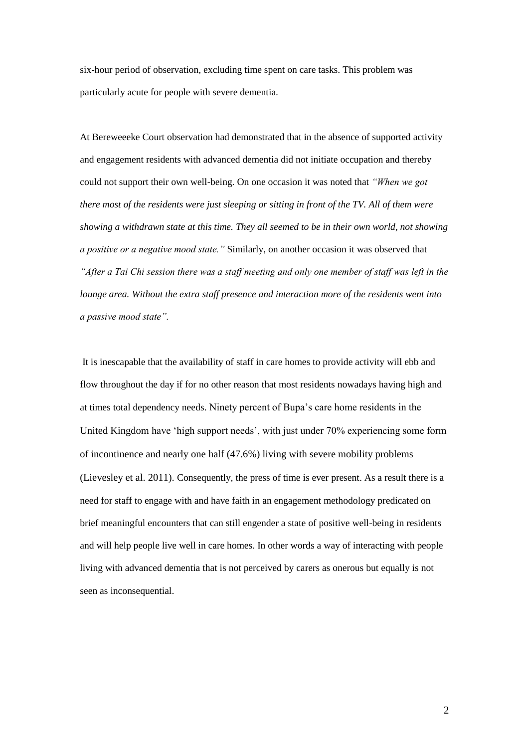six-hour period of observation, excluding time spent on care tasks. This problem was particularly acute for people with severe dementia.

At Bereweeeke Court observation had demonstrated that in the absence of supported activity and engagement residents with advanced dementia did not initiate occupation and thereby could not support their own well-being. On one occasion it was noted that *"When we got there most of the residents were just sleeping or sitting in front of the TV. All of them were showing a withdrawn state at this time. They all seemed to be in their own world, not showing a positive or a negative mood state."* Similarly, on another occasion it was observed that *"After a Tai Chi session there was a staff meeting and only one member of staff was left in the lounge area. Without the extra staff presence and interaction more of the residents went into a passive mood state".*

It is inescapable that the availability of staff in care homes to provide activity will ebb and flow throughout the day if for no other reason that most residents nowadays having high and at times total dependency needs. Ninety percent of Bupa's care home residents in the United Kingdom have 'high support needs', with just under 70% experiencing some form of incontinence and nearly one half (47.6%) living with severe mobility problems (Lievesley et al. 2011). Consequently, the press of time is ever present. As a result there is a need for staff to engage with and have faith in an engagement methodology predicated on brief meaningful encounters that can still engender a state of positive well-being in residents and will help people live well in care homes. In other words a way of interacting with people living with advanced dementia that is not perceived by carers as onerous but equally is not seen as inconsequential.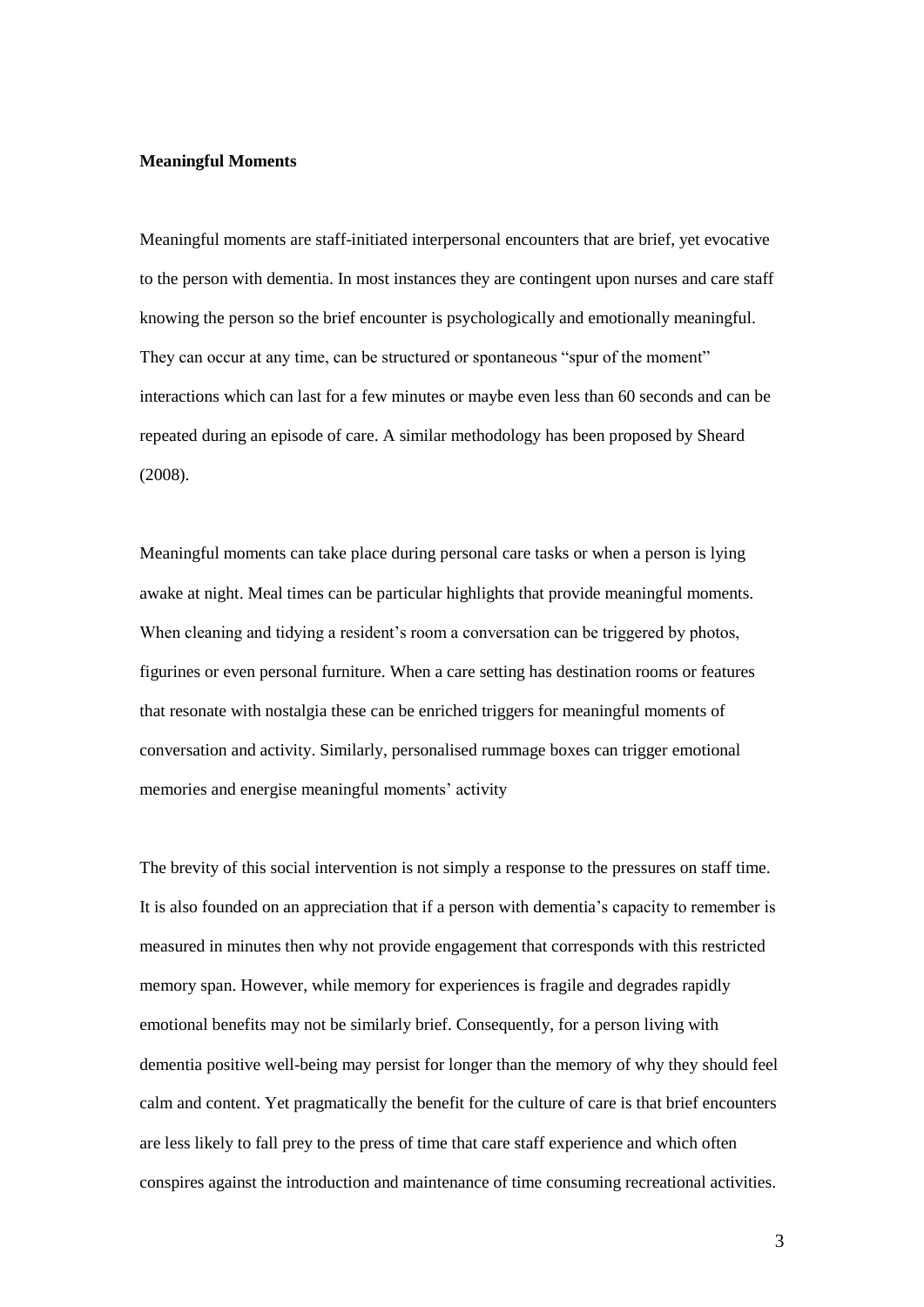**Meaningful Moments**

Meaningful moments are staff-initiated interpersonal encounters that are brief, yet evocative to the person with dementia. In most instances they are contingent upon nurses and care staff knowing the person so the brief encounter is psychologically and emotionally meaningful. They can occur at any time, can be structured or spontaneous "spur of the moment" interactions which can last for a few minutes or maybe even less than 60 seconds and can be repeated during an episode of care. A similar methodology has been proposed by Sheard (2008).

Meaningful moments can take place during personal care tasks or when a person is lying awake at night. Meal times can be particular highlights that provide meaningful moments. When cleaning and tidying a resident's room a conversation can be triggered by photos, figurines or even personal furniture. When a care setting has destination rooms or features that resonate with nostalgia these can be enriched triggers for meaningful moments of conversation and activity. Similarly, personalised rummage boxes can trigger emotional memories and energise meaningful moments' activity

The brevity of this social intervention is not simply a response to the pressures on staff time. It is also founded on an appreciation that if a person with dementia's capacity to remember is measured in minutes then why not provide engagement that corresponds with this restricted memory span. However, while memory for experiences is fragile and degrades rapidly emotional benefits may not be similarly brief. Consequently, for a person living with dementia positive well-being may persist for longer than the memory of why they should feel calm and content. Yet pragmatically the benefit for the culture of care is that brief encounters are less likely to fall prey to the press of time that care staff experience and which often conspires against the introduction and maintenance of time consuming recreational activities.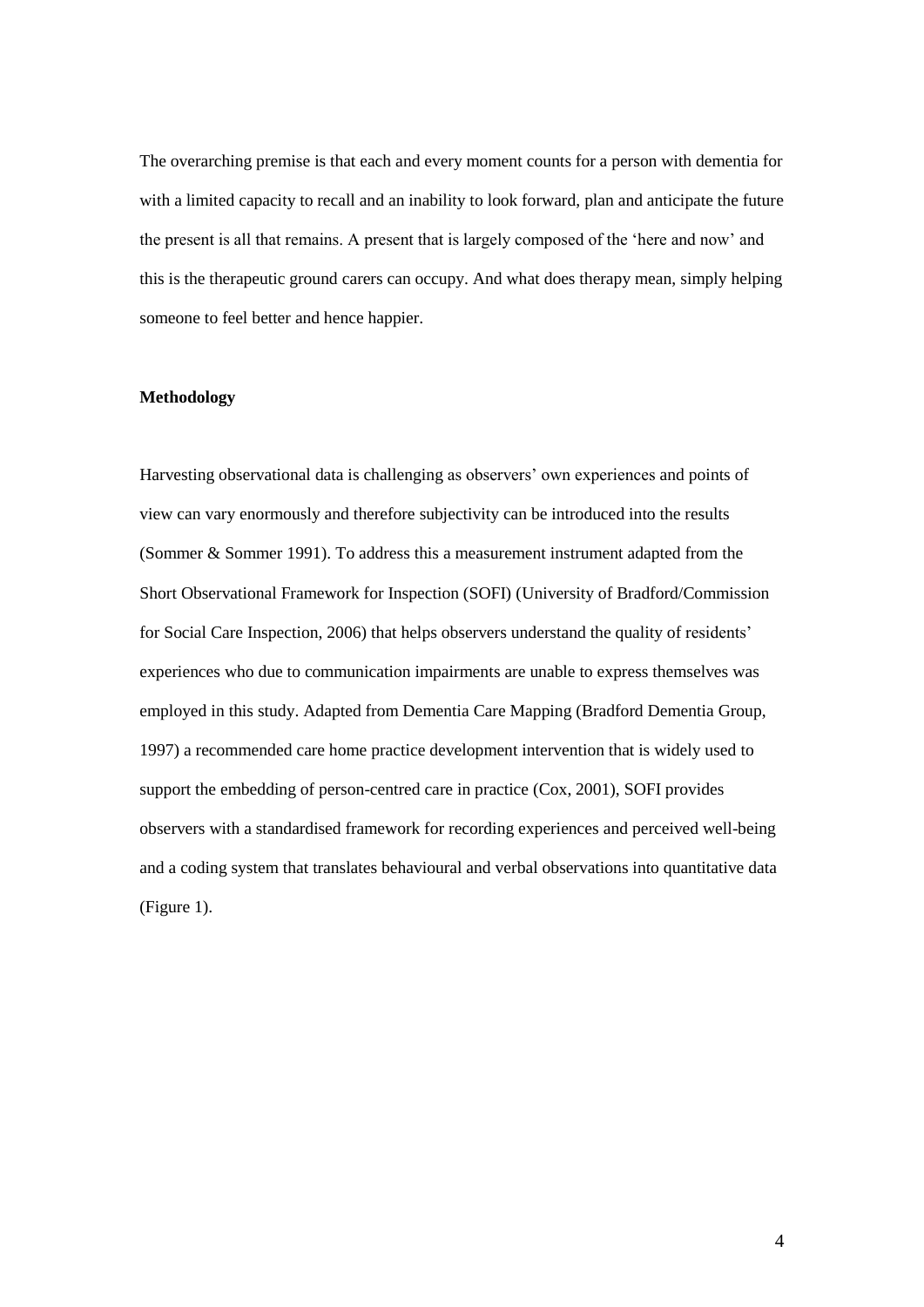The overarching premise is that each and every moment counts for a person with dementia for with a limited capacity to recall and an inability to look forward, plan and anticipate the future the present is all that remains. A present that is largely composed of the 'here and now' and this is the therapeutic ground carers can occupy. And what does therapy mean, simply helping someone to feel better and hence happier.

## Methodology

Harvesting observational data is challenging as observers' own experiences and points of view can vary enormously and therefore subjectivity can be introduced into the results (Sommer & Sommer 1991). To address this a measurement instrument adapted from the Short Observational Framework for Inspection (SOFI) (University of Bradford/Commission for Social Care Inspection, 2006) that helps observers understand the quality of residents' experiences who due to communication impairments are unable to express themselves was employed in this study. Adapted from Dementia Care Mapping (Bradford Dementia Group, 1997) a recommended care home practice development intervention that is widely used to support the embedding of person-centred care in practice (Cox, 2001), SOFI provides observers with a standardised framework for recording experiences and perceived well-being and a coding system that translates behavioural and verbal observations into quantitative data (Figure 1).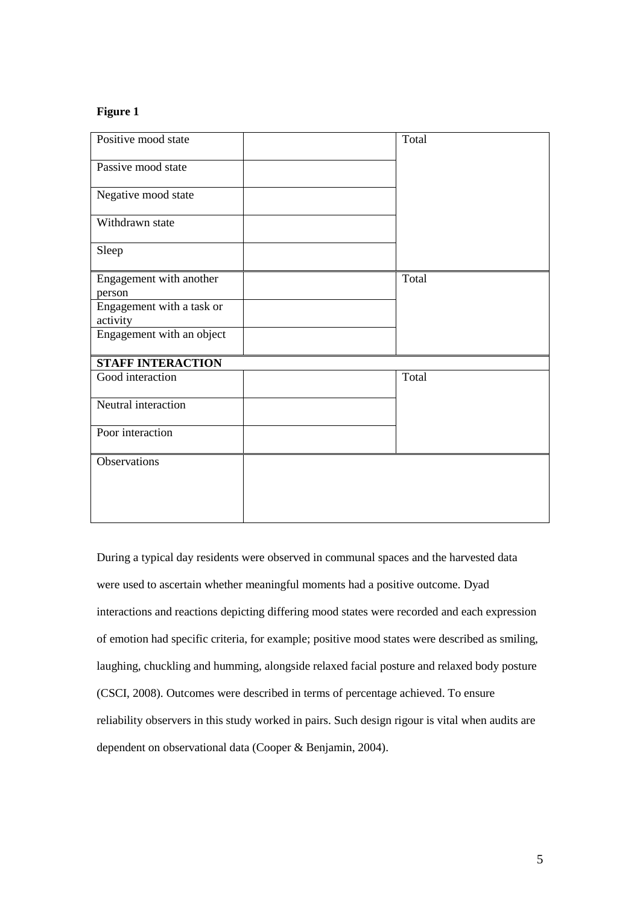**Figure 1**

| | | |
|---|---|---|
| Positive mood state | | Total |
| Passive mood state | | |
| Negative mood state | | |
| Withdrawn state | | |
| Sleep | | |
| Engagement with another person | | Total |
| Engagement with a task or activity | | |
| Engagement with an object | | |
| **STAFF INTERACTION** | | |
| Good interaction | | Total |
| Neutral interaction | | |
| Poor interaction | | |
| Observations | | |

During a typical day residents were observed in communal spaces and the harvested data were used to ascertain whether meaningful moments had a positive outcome. Dyad interactions and reactions depicting differing mood states were recorded and each expression of emotion had specific criteria, for example; positive mood states were described as smiling, laughing, chuckling and humming, alongside relaxed facial posture and relaxed body posture (CSCI, 2008). Outcomes were described in terms of percentage achieved. To ensure reliability observers in this study worked in pairs. Such design rigour is vital when audits are dependent on observational data (Cooper & Benjamin, 2004).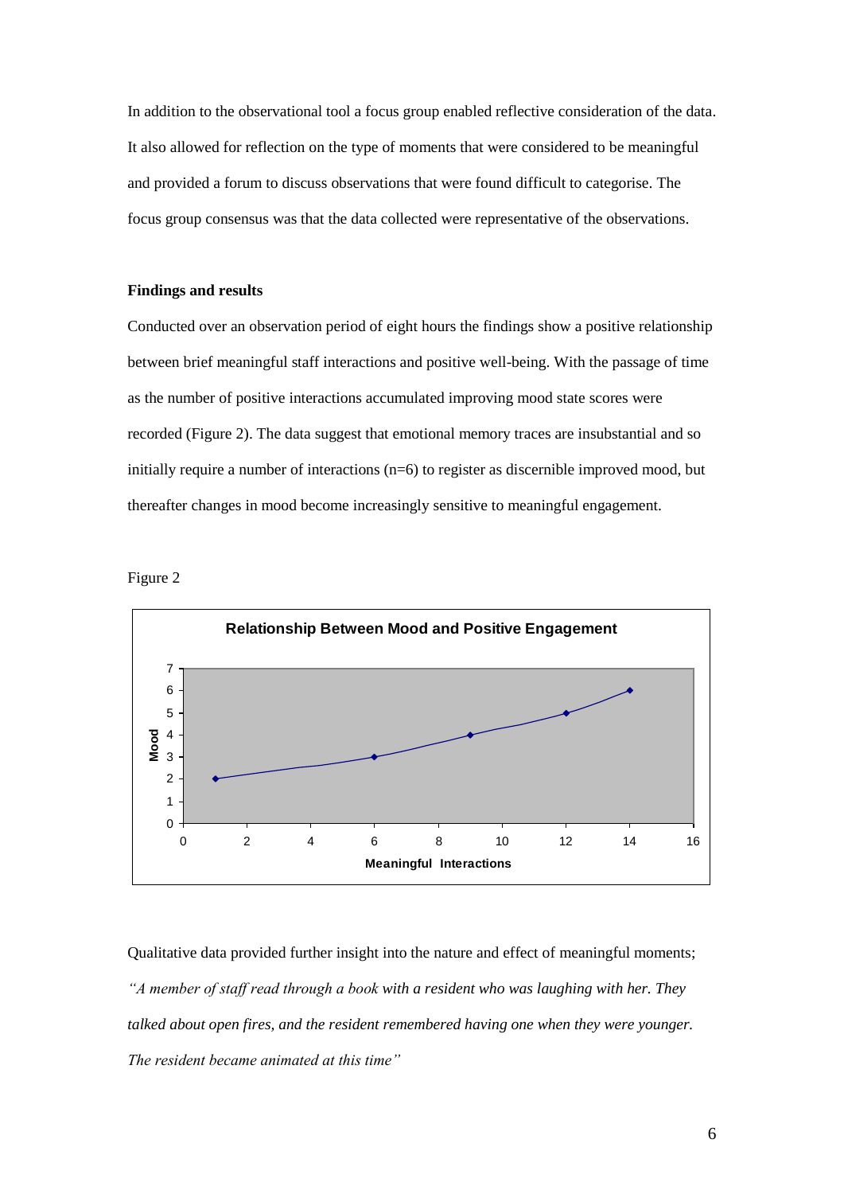In addition to the observational tool a focus group enabled reflective consideration of the data. It also allowed for reflection on the type of moments that were considered to be meaningful and provided a forum to discuss observations that were found difficult to categorise. The focus group consensus was that the data collected were representative of the observations.

**Findings and results**

Conducted over an observation period of eight hours the findings show a positive relationship between brief meaningful staff interactions and positive well-being. With the passage of time as the number of positive interactions accumulated improving mood state scores were recorded (Figure 2). The data suggest that emotional memory traces are insubstantial and so initially require a number of interactions (n=6) to register as discernible improved mood, but thereafter changes in mood become increasingly sensitive to meaningful engagement.

Figure 2

**Relationship Between Mood and Positive Engagement**

| Meaningful Interactions | Mood |
|---|---|
| 1 | 2 |
| 6 | 3 |
| 9 | 4 |
| 12 | 5 |
| 14 | 6 |

Qualitative data provided further insight into the nature and effect of meaningful moments; *"A member of staff read through a book with a resident who was laughing with her. They talked about open fires, and the resident remembered having one when they were younger. The resident became animated at this time"*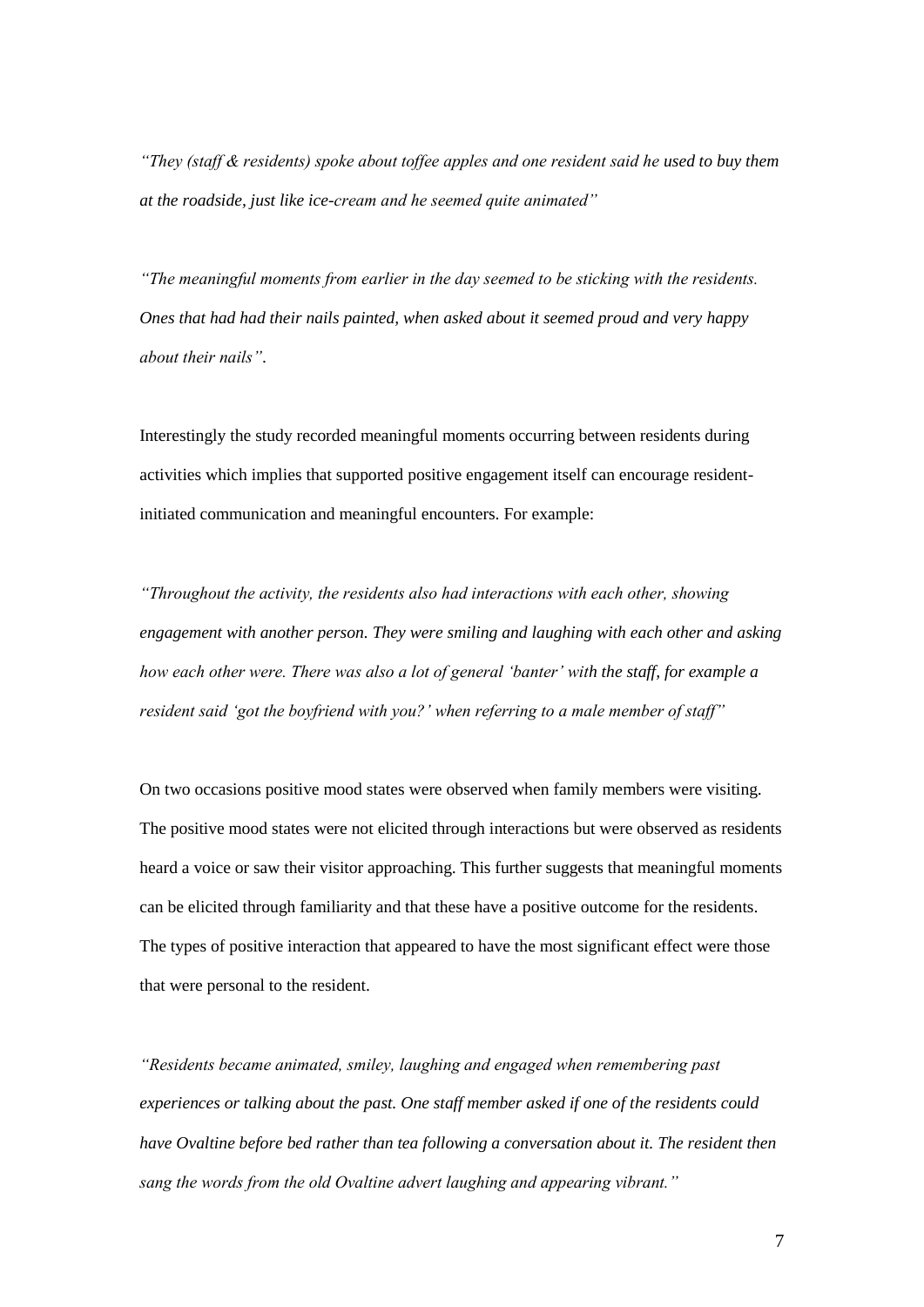*"They (staff & residents) spoke about toffee apples and one resident said he used to buy them at the roadside, just like ice-cream and he seemed quite animated"*

*"The meaningful moments from earlier in the day seemed to be sticking with the residents. Ones that had had their nails painted, when asked about it seemed proud and very happy about their nails"*.

Interestingly the study recorded meaningful moments occurring between residents during activities which implies that supported positive engagement itself can encourage resident-initiated communication and meaningful encounters. For example:

*"Throughout the activity, the residents also had interactions with each other, showing engagement with another person. They were smiling and laughing with each other and asking how each other were. There was also a lot of general 'banter' with the staff, for example a resident said 'got the boyfriend with you?' when referring to a male member of staff"*

On two occasions positive mood states were observed when family members were visiting. The positive mood states were not elicited through interactions but were observed as residents heard a voice or saw their visitor approaching. This further suggests that meaningful moments can be elicited through familiarity and that these have a positive outcome for the residents. The types of positive interaction that appeared to have the most significant effect were those that were personal to the resident.

*"Residents became animated, smiley, laughing and engaged when remembering past experiences or talking about the past. One staff member asked if one of the residents could have Ovaltine before bed rather than tea following a conversation about it. The resident then sang the words from the old Ovaltine advert laughing and appearing vibrant."*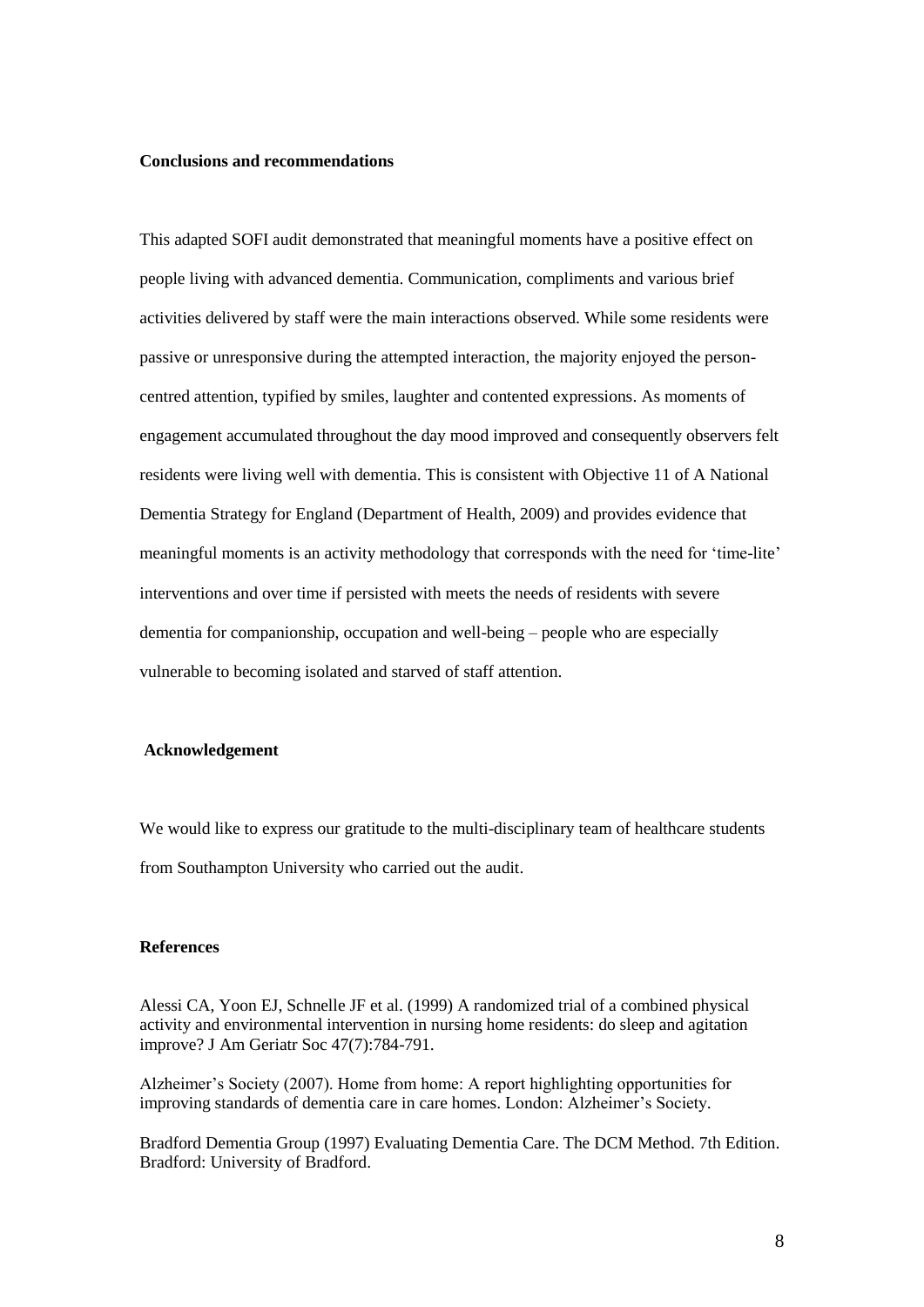**Conclusions and recommendations**

This adapted SOFI audit demonstrated that meaningful moments have a positive effect on people living with advanced dementia. Communication, compliments and various brief activities delivered by staff were the main interactions observed. While some residents were passive or unresponsive during the attempted interaction, the majority enjoyed the person-centred attention, typified by smiles, laughter and contented expressions. As moments of engagement accumulated throughout the day mood improved and consequently observers felt residents were living well with dementia. This is consistent with Objective 11 of A National Dementia Strategy for England (Department of Health, 2009) and provides evidence that meaningful moments is an activity methodology that corresponds with the need for 'time-lite' interventions and over time if persisted with meets the needs of residents with severe dementia for companionship, occupation and well-being – people who are especially vulnerable to becoming isolated and starved of staff attention.

**Acknowledgement**

We would like to express our gratitude to the multi-disciplinary team of healthcare students from Southampton University who carried out the audit.

**References**

Alessi CA, Yoon EJ, Schnelle JF et al. (1999) A randomized trial of a combined physical activity and environmental intervention in nursing home residents: do sleep and agitation improve? J Am Geriatr Soc 47(7):784-791.

Alzheimer's Society (2007). Home from home: A report highlighting opportunities for improving standards of dementia care in care homes. London: Alzheimer's Society.

Bradford Dementia Group (1997) Evaluating Dementia Care. The DCM Method. 7th Edition. Bradford: University of Bradford.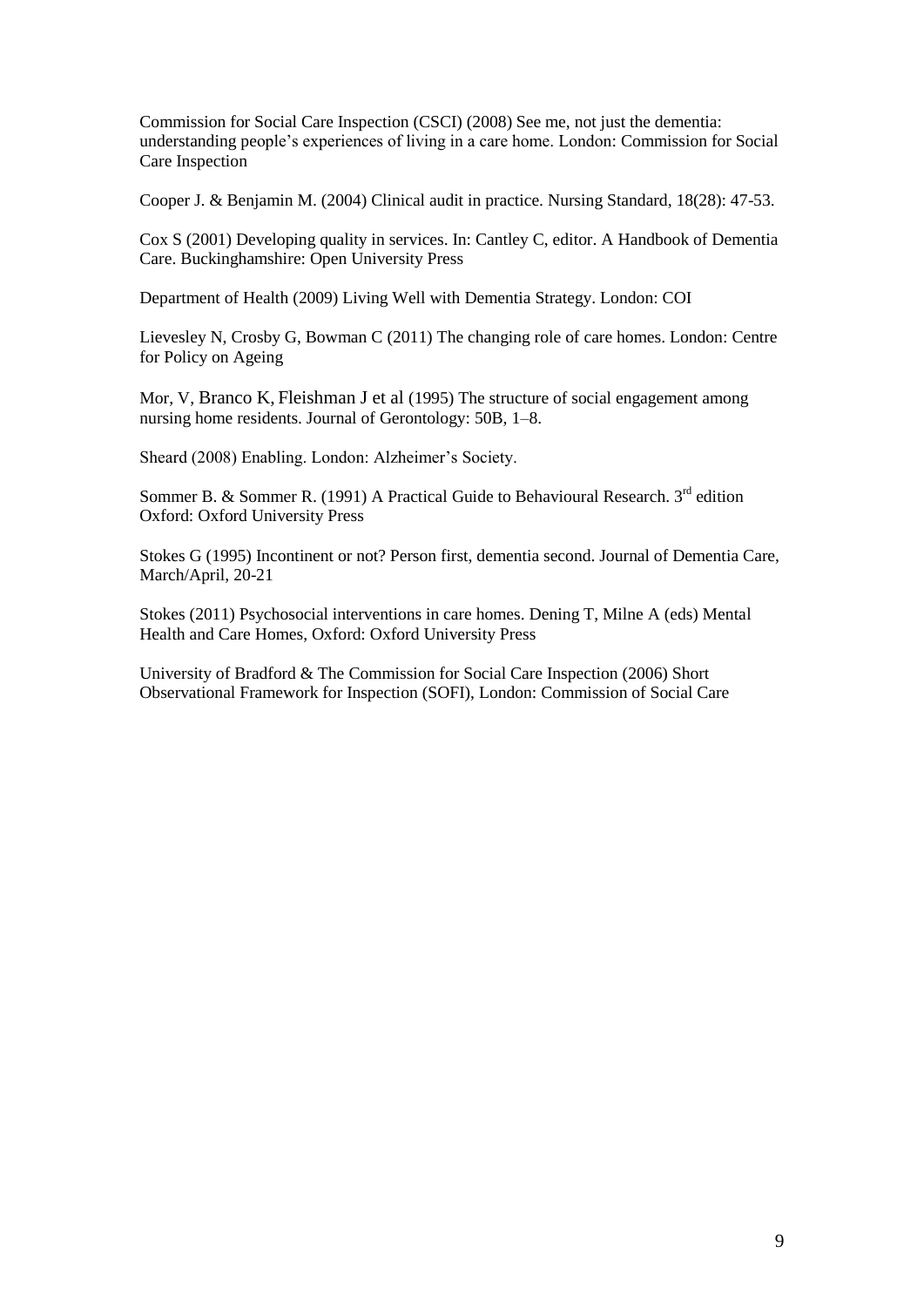Commission for Social Care Inspection (CSCI) (2008) See me, not just the dementia: understanding people's experiences of living in a care home. London: Commission for Social Care Inspection

Cooper J. & Benjamin M. (2004) Clinical audit in practice. Nursing Standard, 18(28): 47-53.

Cox S (2001) Developing quality in services. In: Cantley C, editor. A Handbook of Dementia Care. Buckinghamshire: Open University Press

Department of Health (2009) Living Well with Dementia Strategy. London: COI

Lievesley N, Crosby G, Bowman C (2011) The changing role of care homes. London: Centre for Policy on Ageing

Mor, V, Branco K, Fleishman J et al (1995) The structure of social engagement among nursing home residents. Journal of Gerontology: 50B, 1–8.

Sheard (2008) Enabling. London: Alzheimer's Society.

Sommer B. & Sommer R. (1991) A Practical Guide to Behavioural Research. 3rd edition Oxford: Oxford University Press

Stokes G (1995) Incontinent or not? Person first, dementia second. Journal of Dementia Care, March/April, 20-21

Stokes (2011) Psychosocial interventions in care homes. Dening T, Milne A (eds) Mental Health and Care Homes, Oxford: Oxford University Press

University of Bradford & The Commission for Social Care Inspection (2006) Short Observational Framework for Inspection (SOFI), London: Commission of Social Care